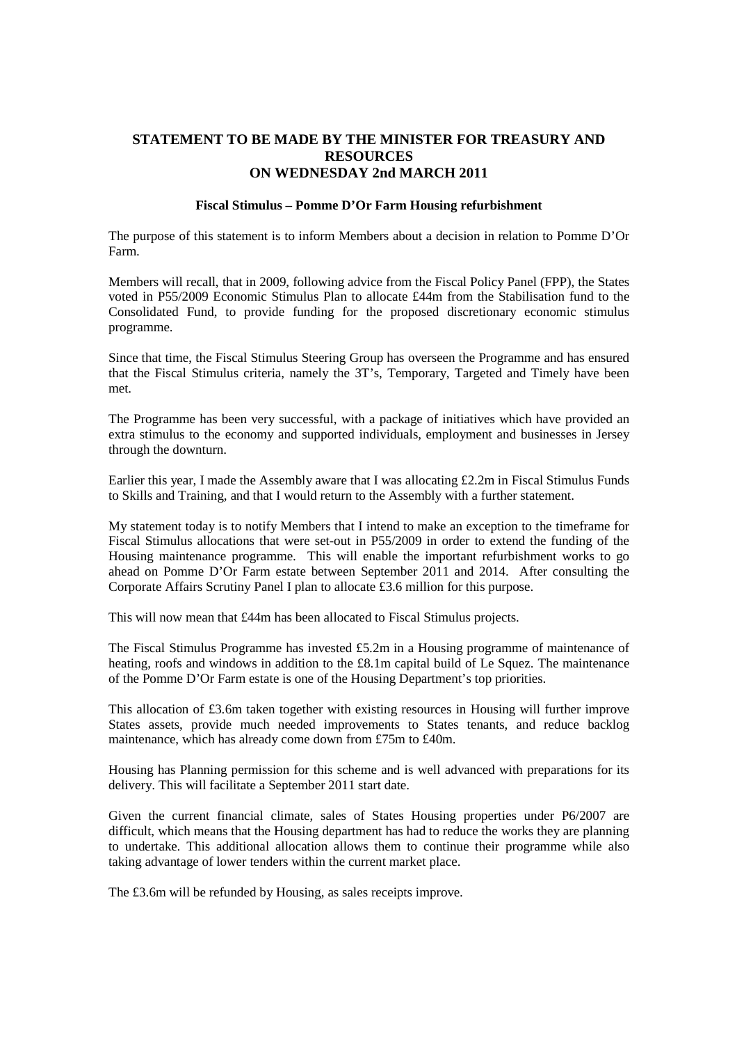# STATEMENT TO BE MADE BY THE MINISTER FOR TREASURY AND RESOURCES ON WEDNESDAY 2nd MARCH 2011

### Fiscal Stimulus – Pomme D'Or Farm Housing refurbishment

The purpose of this statement is to inform Members about a decision in relation to Pomme D'Or Farm.

Members will recall, that in 2009, following advice from the Fiscal Policy Panel (FPP), the States voted in P55/2009 Economic Stimulus Plan to allocate £44m from the Stabilisation fund to the Consolidated Fund, to provide funding for the proposed discretionary economic stimulus programme.

Since that time, the Fiscal Stimulus Steering Group has overseen the Programme and has ensured that the Fiscal Stimulus criteria, namely the 3T's, Temporary, Targeted and Timely have been met.

The Programme has been very successful, with a package of initiatives which have provided an extra stimulus to the economy and supported individuals, employment and businesses in Jersey through the downturn.

Earlier this year, I made the Assembly aware that I was allocating £2.2m in Fiscal Stimulus Funds to Skills and Training, and that I would return to the Assembly with a further statement.

My statement today is to notify Members that I intend to make an exception to the timeframe for Fiscal Stimulus allocations that were set-out in P55/2009 in order to extend the funding of the Housing maintenance programme. This will enable the important refurbishment works to go ahead on Pomme D'Or Farm estate between September 2011 and 2014. After consulting the Corporate Affairs Scrutiny Panel I plan to allocate £3.6 million for this purpose.

This will now mean that £44m has been allocated to Fiscal Stimulus projects.

The Fiscal Stimulus Programme has invested £5.2m in a Housing programme of maintenance of heating, roofs and windows in addition to the £8.1m capital build of Le Squez. The maintenance of the Pomme D'Or Farm estate is one of the Housing Department's top priorities.

This allocation of £3.6m taken together with existing resources in Housing will further improve States assets, provide much needed improvements to States tenants, and reduce backlog maintenance, which has already come down from £75m to £40m.

Housing has Planning permission for this scheme and is well advanced with preparations for its delivery. This will facilitate a September 2011 start date.

Given the current financial climate, sales of States Housing properties under P6/2007 are difficult, which means that the Housing department has had to reduce the works they are planning to undertake. This additional allocation allows them to continue their programme while also taking advantage of lower tenders within the current market place.

The £3.6m will be refunded by Housing, as sales receipts improve.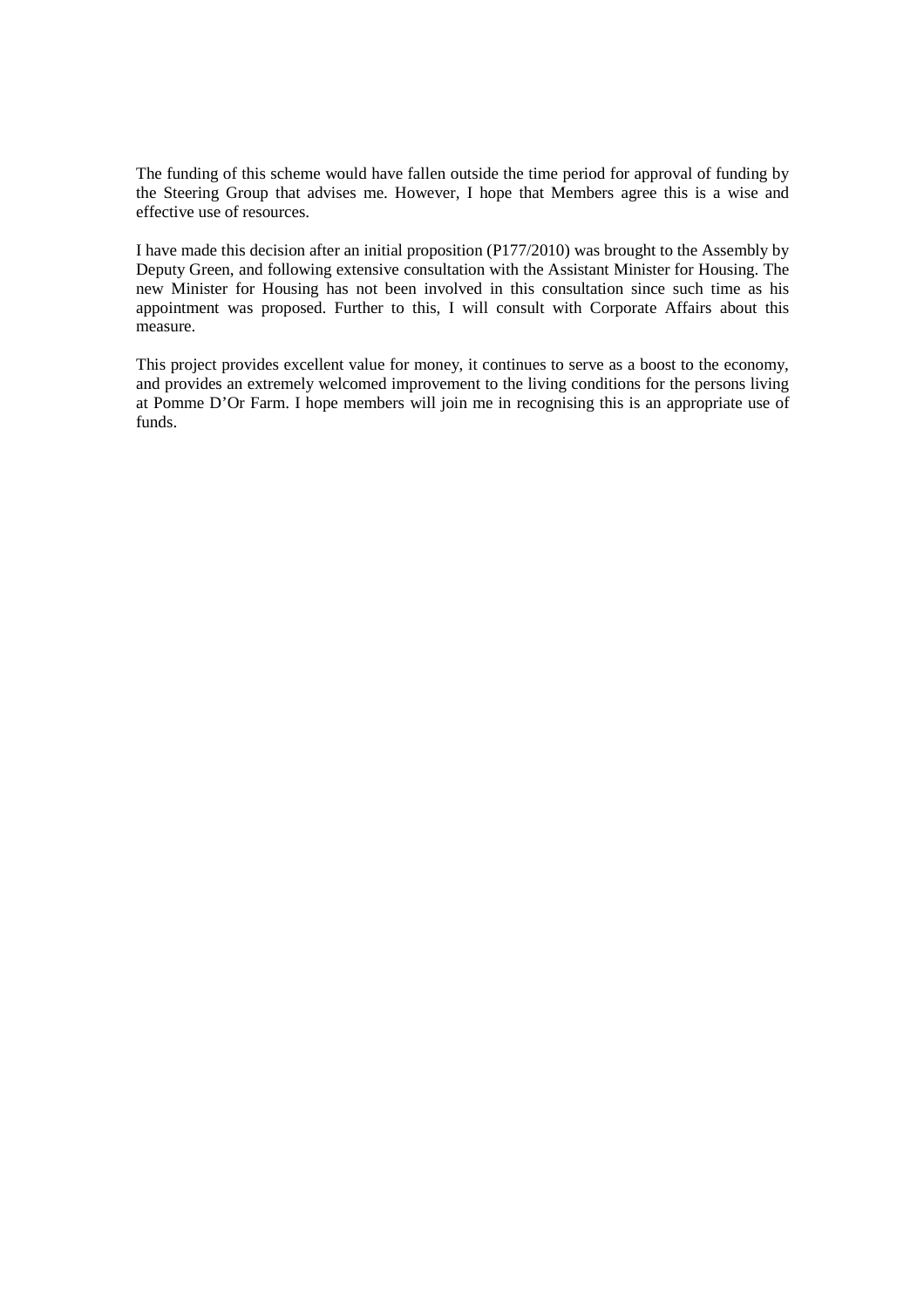The funding of this scheme would have fallen outside the time period for approval of funding by the Steering Group that advises me. However, I hope that Members agree this is a wise and effective use of resources.

I have made this decision after an initial proposition (P177/2010) was brought to the Assembly by Deputy Green, and following extensive consultation with the Assistant Minister for Housing. The new Minister for Housing has not been involved in this consultation since such time as his appointment was proposed. Further to this, I will consult with Corporate Affairs about this measure.

This project provides excellent value for money, it continues to serve as a boost to the economy, and provides an extremely welcomed improvement to the living conditions for the persons living at Pomme D'Or Farm. I hope members will join me in recognising this is an appropriate use of funds.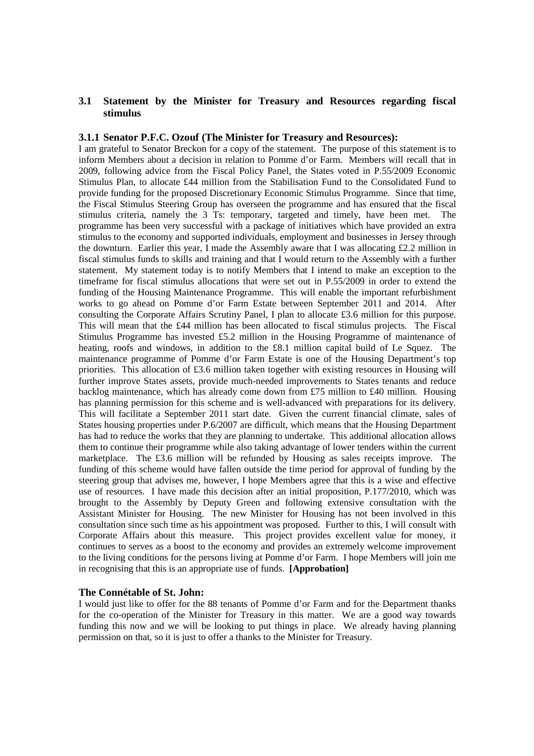### 3.1 Statement by the Minister for Treasury and Resources regarding fiscal stimulus

#### 3.1.1 Senator P.F.C. Ozouf (The Minister for Treasury and Resources):

I am grateful to Senator Breckon for a copy of the statement. The purpose of this statement is to inform Members about a decision in relation to Pomme d'or Farm. Members will recall that in 2009, following advice from the Fiscal Policy Panel, the States voted in P.55/2009 Economic Stimulus Plan, to allocate £44 million from the Stabilisation Fund to the Consolidated Fund to provide funding for the proposed Discretionary Economic Stimulus Programme. Since that time, the Fiscal Stimulus Steering Group has overseen the programme and has ensured that the fiscal stimulus criteria, namely the 3 Ts: temporary, targeted and timely, have been met. The programme has been very successful with a package of initiatives which have provided an extra stimulus to the economy and supported individuals, employment and businesses in Jersey through the downturn. Earlier this year, I made the Assembly aware that I was allocating £2.2 million in fiscal stimulus funds to skills and training and that I would return to the Assembly with a further statement. My statement today is to notify Members that I intend to make an exception to the timeframe for fiscal stimulus allocations that were set out in P.55/2009 in order to extend the funding of the Housing Maintenance Programme. This will enable the important refurbishment works to go ahead on Pomme d'or Farm Estate between September 2011 and 2014. After consulting the Corporate Affairs Scrutiny Panel, I plan to allocate £3.6 million for this purpose. This will mean that the £44 million has been allocated to fiscal stimulus projects. The Fiscal Stimulus Programme has invested £5.2 million in the Housing Programme of maintenance of heating, roofs and windows, in addition to the £8.1 million capital build of Le Squez. The maintenance programme of Pomme d'or Farm Estate is one of the Housing Department's top priorities. This allocation of £3.6 million taken together with existing resources in Housing will further improve States assets, provide much-needed improvements to States tenants and reduce backlog maintenance, which has already come down from £75 million to £40 million. Housing has planning permission for this scheme and is well-advanced with preparations for its delivery. This will facilitate a September 2011 start date. Given the current financial climate, sales of States housing properties under P.6/2007 are difficult, which means that the Housing Department has had to reduce the works that they are planning to undertake. This additional allocation allows them to continue their programme while also taking advantage of lower tenders within the current marketplace. The £3.6 million will be refunded by Housing as sales receipts improve. The funding of this scheme would have fallen outside the time period for approval of funding by the steering group that advises me, however, I hope Members agree that this is a wise and effective use of resources. I have made this decision after an initial proposition, P.177/2010, which was brought to the Assembly by Deputy Green and following extensive consultation with the Assistant Minister for Housing. The new Minister for Housing has not been involved in this consultation since such time as his appointment was proposed. Further to this, I will consult with Corporate Affairs about this measure. This project provides excellent value for money, it continues to serves as a boost to the economy and provides an extremely welcome improvement to the living conditions for the persons living at Pomme d'or Farm. I hope Members will join me in recognising that this is an appropriate use of funds. **[Approbation]**

#### The Connétable of St. John:

I would just like to offer for the 88 tenants of Pomme d'or Farm and for the Department thanks for the co-operation of the Minister for Treasury in this matter. We are a good way towards funding this now and we will be looking to put things in place. We already having planning permission on that, so it is just to offer a thanks to the Minister for Treasury.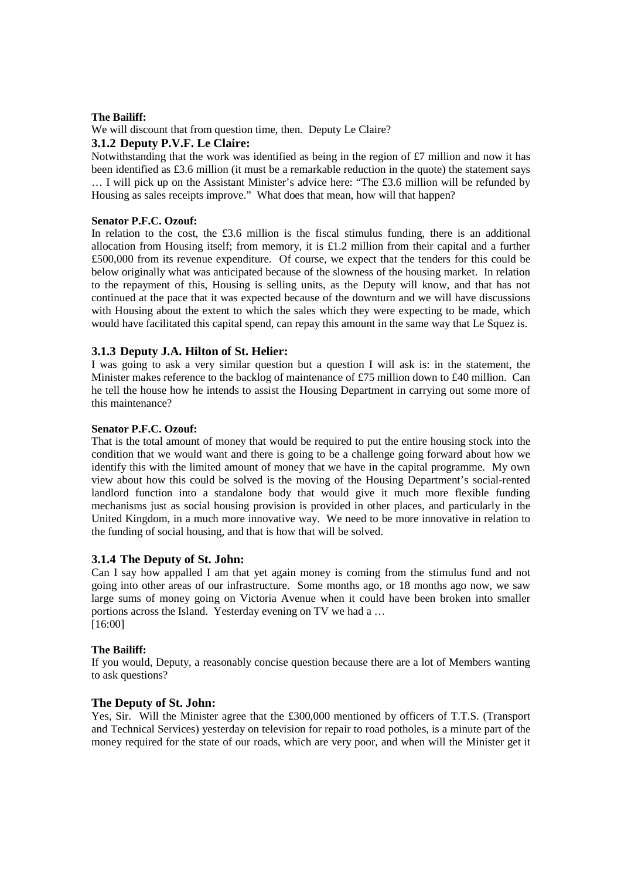**The Bailiff:**

We will discount that from question time, then. Deputy Le Claire?

### 3.1.2 Deputy P.V.F. Le Claire:

Notwithstanding that the work was identified as being in the region of £7 million and now it has been identified as £3.6 million (it must be a remarkable reduction in the quote) the statement says … I will pick up on the Assistant Minister's advice here: "The £3.6 million will be refunded by Housing as sales receipts improve." What does that mean, how will that happen?

**Senator P.F.C. Ozouf:**

In relation to the cost, the £3.6 million is the fiscal stimulus funding, there is an additional allocation from Housing itself; from memory, it is £1.2 million from their capital and a further £500,000 from its revenue expenditure. Of course, we expect that the tenders for this could be below originally what was anticipated because of the slowness of the housing market. In relation to the repayment of this, Housing is selling units, as the Deputy will know, and that has not continued at the pace that it was expected because of the downturn and we will have discussions with Housing about the extent to which the sales which they were expecting to be made, which would have facilitated this capital spend, can repay this amount in the same way that Le Squez is.

### 3.1.3 Deputy J.A. Hilton of St. Helier:

I was going to ask a very similar question but a question I will ask is: in the statement, the Minister makes reference to the backlog of maintenance of £75 million down to £40 million. Can he tell the house how he intends to assist the Housing Department in carrying out some more of this maintenance?

**Senator P.F.C. Ozouf:**

That is the total amount of money that would be required to put the entire housing stock into the condition that we would want and there is going to be a challenge going forward about how we identify this with the limited amount of money that we have in the capital programme. My own view about how this could be solved is the moving of the Housing Department's social-rented landlord function into a standalone body that would give it much more flexible funding mechanisms just as social housing provision is provided in other places, and particularly in the United Kingdom, in a much more innovative way. We need to be more innovative in relation to the funding of social housing, and that is how that will be solved.

### 3.1.4 The Deputy of St. John:

Can I say how appalled I am that yet again money is coming from the stimulus fund and not going into other areas of our infrastructure. Some months ago, or 18 months ago now, we saw large sums of money going on Victoria Avenue when it could have been broken into smaller portions across the Island. Yesterday evening on TV we had a …

[16:00]

**The Bailiff:**

If you would, Deputy, a reasonably concise question because there are a lot of Members wanting to ask questions?

**The Deputy of St. John:**

Yes, Sir. Will the Minister agree that the £300,000 mentioned by officers of T.T.S. (Transport and Technical Services) yesterday on television for repair to road potholes, is a minute part of the money required for the state of our roads, which are very poor, and when will the Minister get it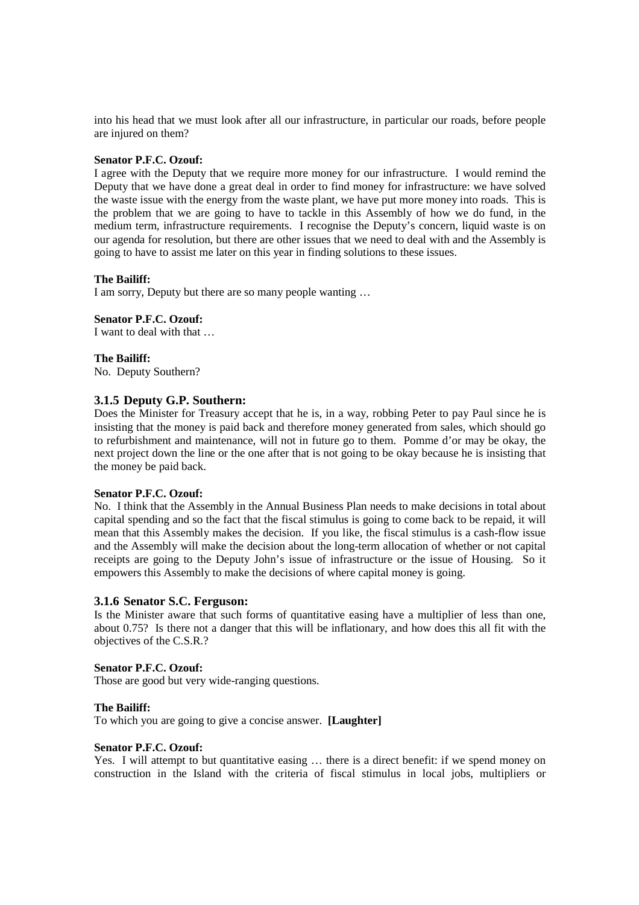into his head that we must look after all our infrastructure, in particular our roads, before people are injured on them?

**Senator P.F.C. Ozouf:**

I agree with the Deputy that we require more money for our infrastructure. I would remind the Deputy that we have done a great deal in order to find money for infrastructure: we have solved the waste issue with the energy from the waste plant, we have put more money into roads. This is the problem that we are going to have to tackle in this Assembly of how we do fund, in the medium term, infrastructure requirements. I recognise the Deputy's concern, liquid waste is on our agenda for resolution, but there are other issues that we need to deal with and the Assembly is going to have to assist me later on this year in finding solutions to these issues.

**The Bailiff:**

I am sorry, Deputy but there are so many people wanting …

**Senator P.F.C. Ozouf:**

I want to deal with that …

**The Bailiff:**

No. Deputy Southern?

### 3.1.5 Deputy G.P. Southern:

Does the Minister for Treasury accept that he is, in a way, robbing Peter to pay Paul since he is insisting that the money is paid back and therefore money generated from sales, which should go to refurbishment and maintenance, will not in future go to them. Pomme d'or may be okay, the next project down the line or the one after that is not going to be okay because he is insisting that the money be paid back.

**Senator P.F.C. Ozouf:**

No. I think that the Assembly in the Annual Business Plan needs to make decisions in total about capital spending and so the fact that the fiscal stimulus is going to come back to be repaid, it will mean that this Assembly makes the decision. If you like, the fiscal stimulus is a cash-flow issue and the Assembly will make the decision about the long-term allocation of whether or not capital receipts are going to the Deputy John's issue of infrastructure or the issue of Housing. So it empowers this Assembly to make the decisions of where capital money is going.

### 3.1.6 Senator S.C. Ferguson:

Is the Minister aware that such forms of quantitative easing have a multiplier of less than one, about 0.75? Is there not a danger that this will be inflationary, and how does this all fit with the objectives of the C.S.R.?

**Senator P.F.C. Ozouf:**

Those are good but very wide-ranging questions.

**The Bailiff:**

To which you are going to give a concise answer. **[Laughter]**

**Senator P.F.C. Ozouf:**

Yes. I will attempt to but quantitative easing … there is a direct benefit: if we spend money on construction in the Island with the criteria of fiscal stimulus in local jobs, multipliers or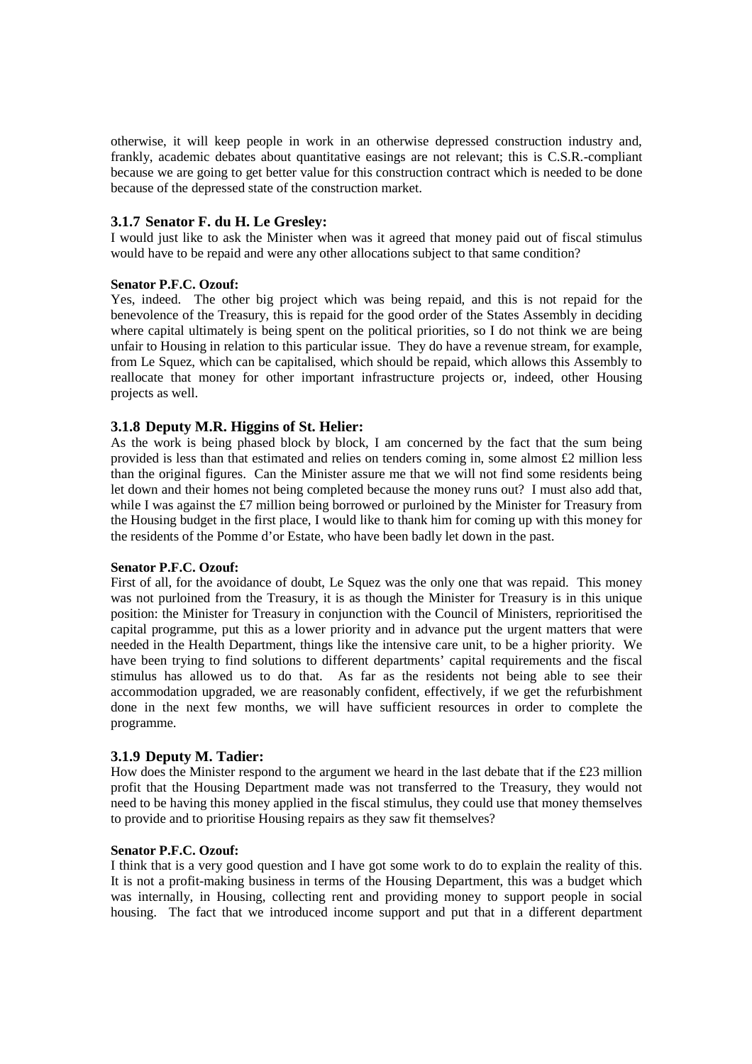otherwise, it will keep people in work in an otherwise depressed construction industry and, frankly, academic debates about quantitative easings are not relevant; this is C.S.R.-compliant because we are going to get better value for this construction contract which is needed to be done because of the depressed state of the construction market.

### 3.1.7 Senator F. du H. Le Gresley:

I would just like to ask the Minister when was it agreed that money paid out of fiscal stimulus would have to be repaid and were any other allocations subject to that same condition?

**Senator P.F.C. Ozouf:**

Yes, indeed. The other big project which was being repaid, and this is not repaid for the benevolence of the Treasury, this is repaid for the good order of the States Assembly in deciding where capital ultimately is being spent on the political priorities, so I do not think we are being unfair to Housing in relation to this particular issue. They do have a revenue stream, for example, from Le Squez, which can be capitalised, which should be repaid, which allows this Assembly to reallocate that money for other important infrastructure projects or, indeed, other Housing projects as well.

### 3.1.8 Deputy M.R. Higgins of St. Helier:

As the work is being phased block by block, I am concerned by the fact that the sum being provided is less than that estimated and relies on tenders coming in, some almost £2 million less than the original figures. Can the Minister assure me that we will not find some residents being let down and their homes not being completed because the money runs out? I must also add that, while I was against the £7 million being borrowed or purloined by the Minister for Treasury from the Housing budget in the first place, I would like to thank him for coming up with this money for the residents of the Pomme d'or Estate, who have been badly let down in the past.

**Senator P.F.C. Ozouf:**

First of all, for the avoidance of doubt, Le Squez was the only one that was repaid. This money was not purloined from the Treasury, it is as though the Minister for Treasury is in this unique position: the Minister for Treasury in conjunction with the Council of Ministers, reprioritised the capital programme, put this as a lower priority and in advance put the urgent matters that were needed in the Health Department, things like the intensive care unit, to be a higher priority. We have been trying to find solutions to different departments' capital requirements and the fiscal stimulus has allowed us to do that. As far as the residents not being able to see their accommodation upgraded, we are reasonably confident, effectively, if we get the refurbishment done in the next few months, we will have sufficient resources in order to complete the programme.

### 3.1.9 Deputy M. Tadier:

How does the Minister respond to the argument we heard in the last debate that if the £23 million profit that the Housing Department made was not transferred to the Treasury, they would not need to be having this money applied in the fiscal stimulus, they could use that money themselves to provide and to prioritise Housing repairs as they saw fit themselves?

**Senator P.F.C. Ozouf:**

I think that is a very good question and I have got some work to do to explain the reality of this. It is not a profit-making business in terms of the Housing Department, this was a budget which was internally, in Housing, collecting rent and providing money to support people in social housing. The fact that we introduced income support and put that in a different department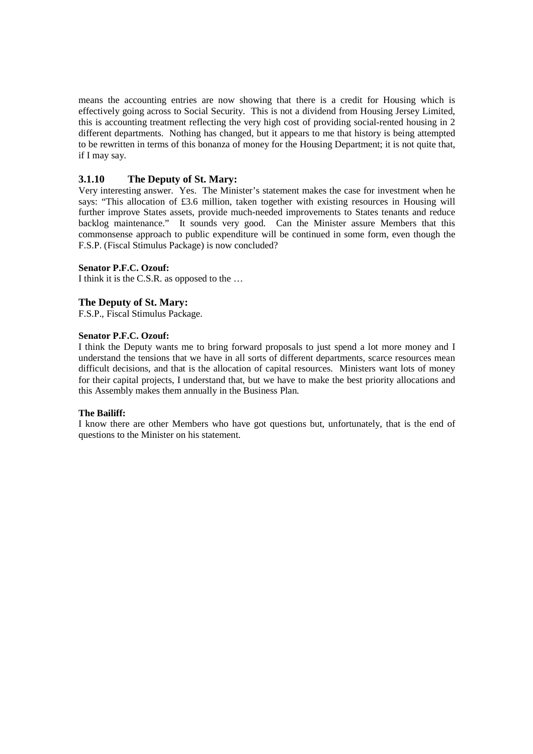means the accounting entries are now showing that there is a credit for Housing which is effectively going across to Social Security. This is not a dividend from Housing Jersey Limited, this is accounting treatment reflecting the very high cost of providing social-rented housing in 2 different departments. Nothing has changed, but it appears to me that history is being attempted to be rewritten in terms of this bonanza of money for the Housing Department; it is not quite that, if I may say.

### 3.1.10 The Deputy of St. Mary:

Very interesting answer. Yes. The Minister's statement makes the case for investment when he says: "This allocation of £3.6 million, taken together with existing resources in Housing will further improve States assets, provide much-needed improvements to States tenants and reduce backlog maintenance." It sounds very good. Can the Minister assure Members that this commonsense approach to public expenditure will be continued in some form, even though the F.S.P. (Fiscal Stimulus Package) is now concluded?

**Senator P.F.C. Ozouf:**

I think it is the C.S.R. as opposed to the …

**The Deputy of St. Mary:**

F.S.P., Fiscal Stimulus Package.

**Senator P.F.C. Ozouf:**

I think the Deputy wants me to bring forward proposals to just spend a lot more money and I understand the tensions that we have in all sorts of different departments, scarce resources mean difficult decisions, and that is the allocation of capital resources. Ministers want lots of money for their capital projects, I understand that, but we have to make the best priority allocations and this Assembly makes them annually in the Business Plan.

**The Bailiff:**

I know there are other Members who have got questions but, unfortunately, that is the end of questions to the Minister on his statement.